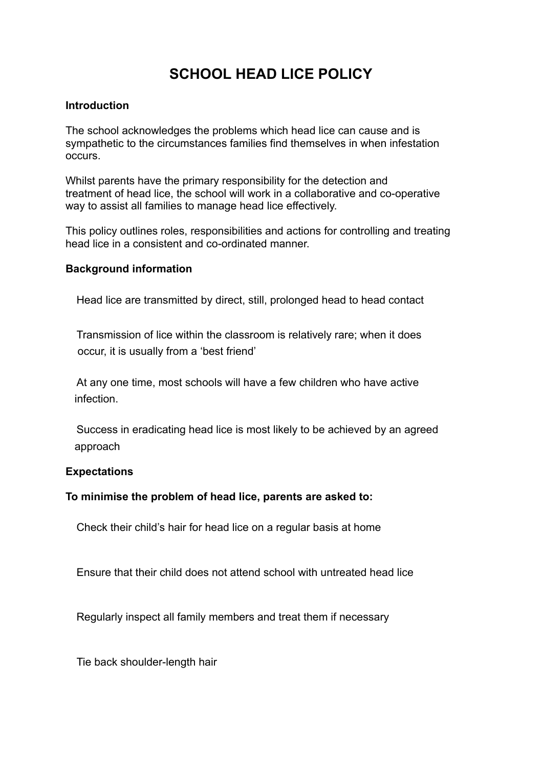# SCHOOL HEAD LICE POLICY

**Introduction**

The school acknowledges the problems which head lice can cause and is sympathetic to the circumstances families find themselves in when infestation occurs.

Whilst parents have the primary responsibility for the detection and treatment of head lice, the school will work in a collaborative and co-operative way to assist all families to manage head lice effectively.

This policy outlines roles, responsibilities and actions for controlling and treating head lice in a consistent and co-ordinated manner.

**Background information**

- Head lice are transmitted by direct, still, prolonged head to head contact
- Transmission of lice within the classroom is relatively rare; when it does occur, it is usually from a 'best friend'
- At any one time, most schools will have a few children who have active infection.
- Success in eradicating head lice is most likely to be achieved by an agreed approach

**Expectations**

**To minimise the problem of head lice, parents are asked to:**

- Check their child's hair for head lice on a regular basis at home
- Ensure that their child does not attend school with untreated head lice
- Regularly inspect all family members and treat them if necessary
- Tie back shoulder-length hair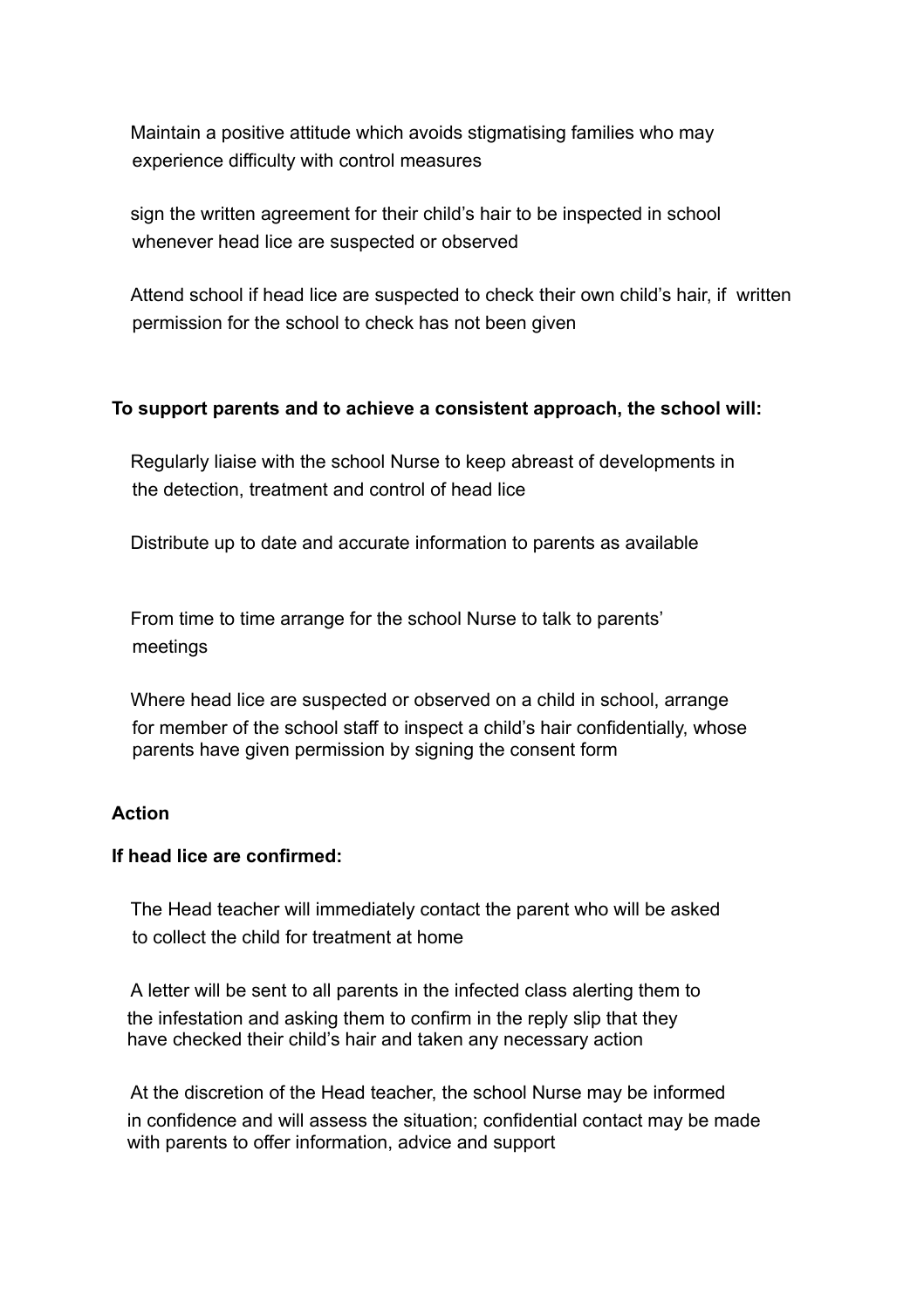Maintain a positive attitude which avoids stigmatising families who may experience difficulty with control measures

sign the written agreement for their child's hair to be inspected in school whenever head lice are suspected or observed

Attend school if head lice are suspected to check their own child's hair, if written permission for the school to check has not been given

**To support parents and to achieve a consistent approach, the school will:**

Regularly liaise with the school Nurse to keep abreast of developments in the detection, treatment and control of head lice

Distribute up to date and accurate information to parents as available

From time to time arrange for the school Nurse to talk to parents' meetings

Where head lice are suspected or observed on a child in school, arrange for member of the school staff to inspect a child's hair confidentially, whose parents have given permission by signing the consent form

**Action**

**If head lice are confirmed:**

The Head teacher will immediately contact the parent who will be asked to collect the child for treatment at home

A letter will be sent to all parents in the infected class alerting them to the infestation and asking them to confirm in the reply slip that they have checked their child's hair and taken any necessary action

At the discretion of the Head teacher, the school Nurse may be informed in confidence and will assess the situation; confidential contact may be made with parents to offer information, advice and support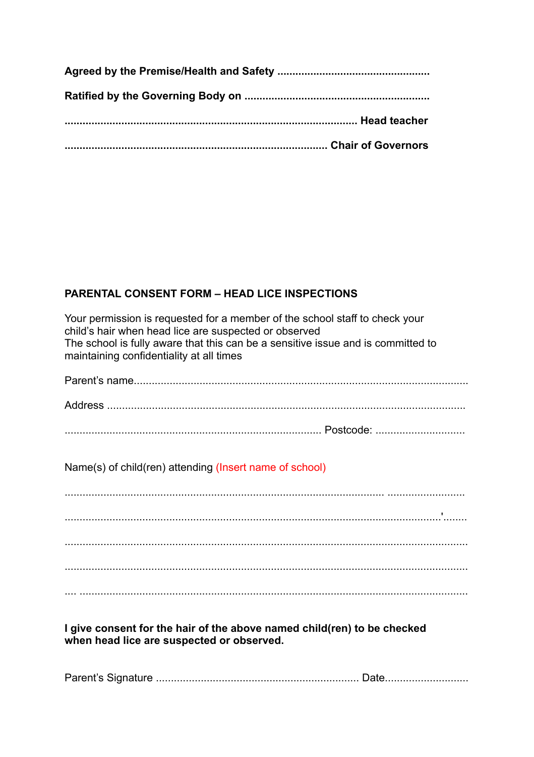**Agreed by the Premise/Health and Safety ..................................................**

**Ratified by the Governing Body on .............................................................**

**................................................................................................ Head teacher**

**....................................................................................... Chair of Governors**

**PARENTAL CONSENT FORM – HEAD LICE INSPECTIONS**

Your permission is requested for a member of the school staff to check your child's hair when head lice are suspected or observed
The school is fully aware that this can be a sensitive issue and is committed to maintaining confidentiality at all times

Parent's name...............................................................................................................

Address .......................................................................................................................

..................................................................................... Postcode: .............................

Name(s) of child(ren) attending (Insert name of school)

......................................................................................................... ..........................

.........................................................................................................................'........

...................................................................................................................................

...................................................................................................................................

.... ..............................................................................................................................

**I give consent for the hair of the above named child(ren) to be checked when head lice are suspected or observed.**

Parent's Signature ................................................................... Date............................